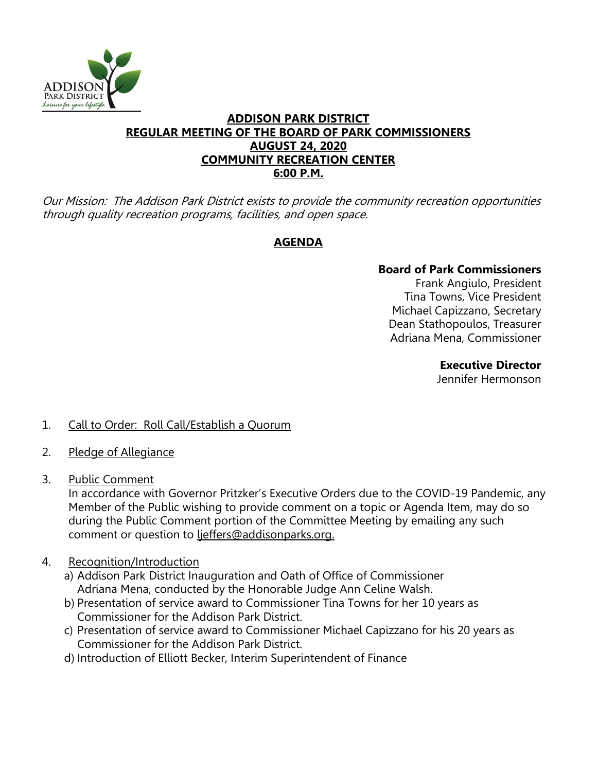# ADDISON PARK DISTRICT
## REGULAR MEETING OF THE BOARD OF PARK COMMISSIONERS
## AUGUST 24, 2020
## COMMUNITY RECREATION CENTER
## 6:00 P.M.

*Our Mission: The Addison Park District exists to provide the community recreation opportunities through quality recreation programs, facilities, and open space.*

## AGENDA

**Board of Park Commissioners**
Frank Angiulo, President
Tina Towns, Vice President
Michael Capizzano, Secretary
Dean Stathopoulos, Treasurer
Adriana Mena, Commissioner

**Executive Director**
Jennifer Hermonson

1. Call to Order: Roll Call/Establish a Quorum

2. Pledge of Allegiance

3. Public Comment
   In accordance with Governor Pritzker's Executive Orders due to the COVID-19 Pandemic, any Member of the Public wishing to provide comment on a topic or Agenda Item, may do so during the Public Comment portion of the Committee Meeting by emailing any such comment or question to ljeffers@addisonparks.org.

4. Recognition/Introduction
   a) Addison Park District Inauguration and Oath of Office of Commissioner Adriana Mena, conducted by the Honorable Judge Ann Celine Walsh.
   b) Presentation of service award to Commissioner Tina Towns for her 10 years as Commissioner for the Addison Park District.
   c) Presentation of service award to Commissioner Michael Capizzano for his 20 years as Commissioner for the Addison Park District.
   d) Introduction of Elliott Becker, Interim Superintendent of Finance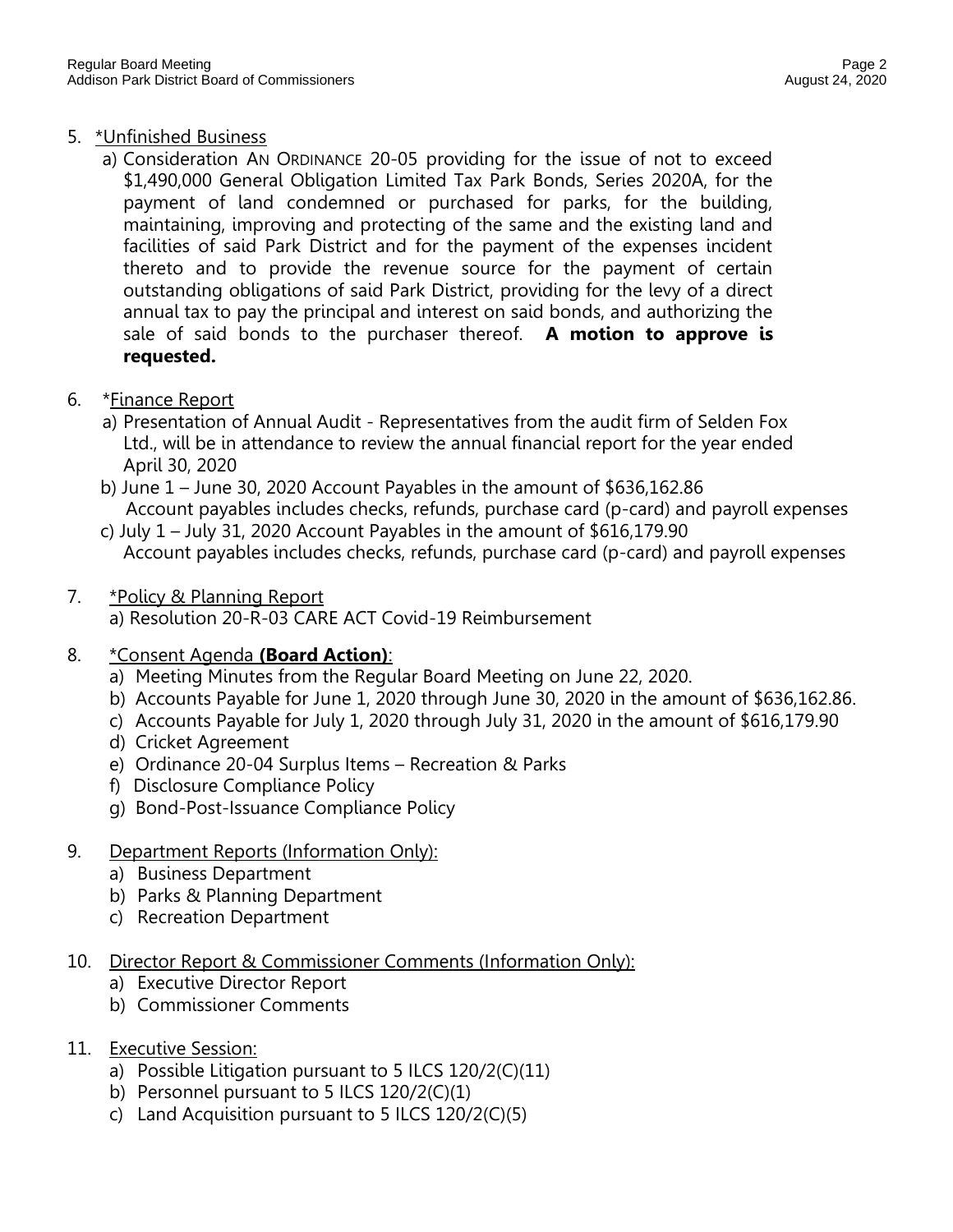5. *Unfinished Business
    a) Consideration AN ORDINANCE 20-05 providing for the issue of not to exceed $1,490,000 General Obligation Limited Tax Park Bonds, Series 2020A, for the payment of land condemned or purchased for parks, for the building, maintaining, improving and protecting of the same and the existing land and facilities of said Park District and for the payment of the expenses incident thereto and to provide the revenue source for the payment of certain outstanding obligations of said Park District, providing for the levy of a direct annual tax to pay the principal and interest on said bonds, and authorizing the sale of said bonds to the purchaser thereof. **A motion to approve is requested.**

6. *Finance Report
    a) Presentation of Annual Audit - Representatives from the audit firm of Selden Fox Ltd., will be in attendance to review the annual financial report for the year ended April 30, 2020
    b) June 1 – June 30, 2020 Account Payables in the amount of $636,162.86
       Account payables includes checks, refunds, purchase card (p-card) and payroll expenses
    c) July 1 – July 31, 2020 Account Payables in the amount of $616,179.90
       Account payables includes checks, refunds, purchase card (p-card) and payroll expenses

7. *Policy & Planning Report
    a) Resolution 20-R-03 CARE ACT Covid-19 Reimbursement

8. *Consent Agenda **(Board Action)**:
    a) Meeting Minutes from the Regular Board Meeting on June 22, 2020.
    b) Accounts Payable for June 1, 2020 through June 30, 2020 in the amount of $636,162.86.
    c) Accounts Payable for July 1, 2020 through July 31, 2020 in the amount of $616,179.90
    d) Cricket Agreement
    e) Ordinance 20-04 Surplus Items – Recreation & Parks
    f) Disclosure Compliance Policy
    g) Bond-Post-Issuance Compliance Policy

9. Department Reports (Information Only):
    a) Business Department
    b) Parks & Planning Department
    c) Recreation Department

10. Director Report & Commissioner Comments (Information Only):
    a) Executive Director Report
    b) Commissioner Comments

11. Executive Session:
    a) Possible Litigation pursuant to 5 ILCS 120/2(C)(11)
    b) Personnel pursuant to 5 ILCS 120/2(C)(1)
    c) Land Acquisition pursuant to 5 ILCS 120/2(C)(5)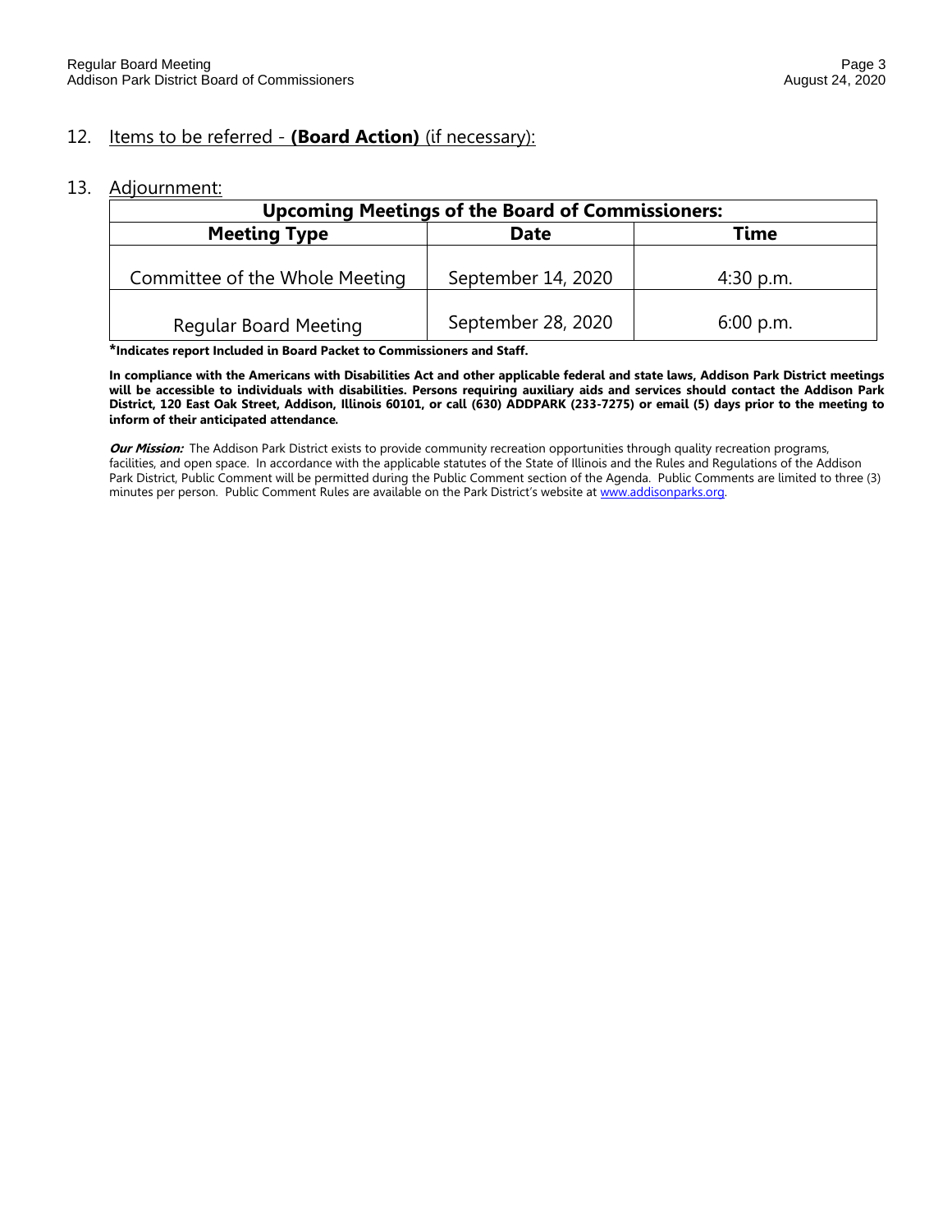12. Items to be referred - **(Board Action)** (if necessary):

13. Adjournment:

| Upcoming Meetings of the Board of Commissioners: | | |
|---|---|---|
| **Meeting Type** | **Date** | **Time** |
| Committee of the Whole Meeting | September 14, 2020 | 4:30 p.m. |
| Regular Board Meeting | September 28, 2020 | 6:00 p.m. |

***Indicates report Included in Board Packet to Commissioners and Staff.**

**In compliance with the Americans with Disabilities Act and other applicable federal and state laws, Addison Park District meetings will be accessible to individuals with disabilities. Persons requiring auxiliary aids and services should contact the Addison Park District, 120 East Oak Street, Addison, Illinois 60101, or call (630) ADDPARK (233-7275) or email (5) days prior to the meeting to inform of their anticipated attendance.**

***Our Mission:*** The Addison Park District exists to provide community recreation opportunities through quality recreation programs, facilities, and open space. In accordance with the applicable statutes of the State of Illinois and the Rules and Regulations of the Addison Park District, Public Comment will be permitted during the Public Comment section of the Agenda. Public Comments are limited to three (3) minutes per person. Public Comment Rules are available on the Park District's website at www.addisonparks.org.